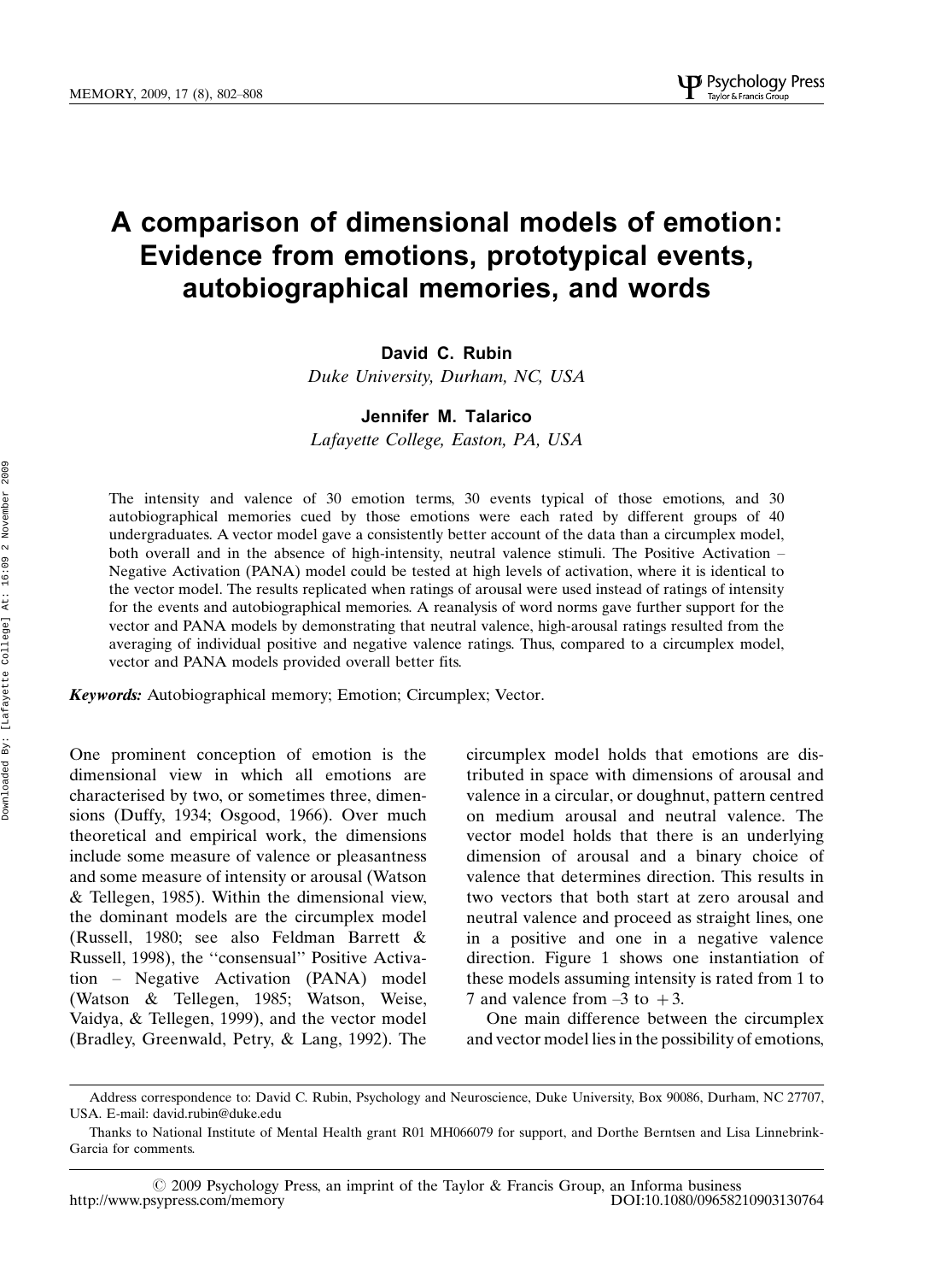# A comparison of dimensional models of emotion: Evidence from emotions, prototypical events, autobiographical memories, and words

**David C. Rubin**

*Duke University, Durham, NC, USA*

**Jennifer M. Talarico**

*Lafayette College, Easton, PA, USA*

The intensity and valence of 30 emotion terms, 30 events typical of those emotions, and 30 autobiographical memories cued by those emotions were each rated by different groups of 40 undergraduates. A vector model gave a consistently better account of the data than a circumplex model, both overall and in the absence of high-intensity, neutral valence stimuli. The Positive Activation – Negative Activation (PANA) model could be tested at high levels of activation, where it is identical to the vector model. The results replicated when ratings of arousal were used instead of ratings of intensity for the events and autobiographical memories. A reanalysis of word norms gave further support for the vector and PANA models by demonstrating that neutral valence, high-arousal ratings resulted from the averaging of individual positive and negative valence ratings. Thus, compared to a circumplex model, vector and PANA models provided overall better fits.

***Keywords:*** Autobiographical memory; Emotion; Circumplex; Vector.

One prominent conception of emotion is the dimensional view in which all emotions are characterised by two, or sometimes three, dimensions (Duffy, 1934; Osgood, 1966). Over much theoretical and empirical work, the dimensions include some measure of valence or pleasantness and some measure of intensity or arousal (Watson & Tellegen, 1985). Within the dimensional view, the dominant models are the circumplex model (Russell, 1980; see also Feldman Barrett & Russell, 1998), the "consensual" Positive Activation – Negative Activation (PANA) model (Watson & Tellegen, 1985; Watson, Weise, Vaidya, & Tellegen, 1999), and the vector model (Bradley, Greenwald, Petry, & Lang, 1992). The circumplex model holds that emotions are distributed in space with dimensions of arousal and valence in a circular, or doughnut, pattern centred on medium arousal and neutral valence. The vector model holds that there is an underlying dimension of arousal and a binary choice of valence that determines direction. This results in two vectors that both start at zero arousal and neutral valence and proceed as straight lines, one in a positive and one in a negative valence direction. Figure 1 shows one instantiation of these models assuming intensity is rated from 1 to 7 and valence from –3 to +3.

One main difference between the circumplex and vector model lies in the possibility of emotions,

Address correspondence to: David C. Rubin, Psychology and Neuroscience, Duke University, Box 90086, Durham, NC 27707, USA. E-mail: david.rubin@duke.edu

Thanks to National Institute of Mental Health grant R01 MH066079 for support, and Dorthe Berntsen and Lisa Linnebrink-Garcia for comments.

© 2009 Psychology Press, an imprint of the Taylor & Francis Group, an Informa business
http://www.psypress.com/memory DOI:10.1080/09658210903130764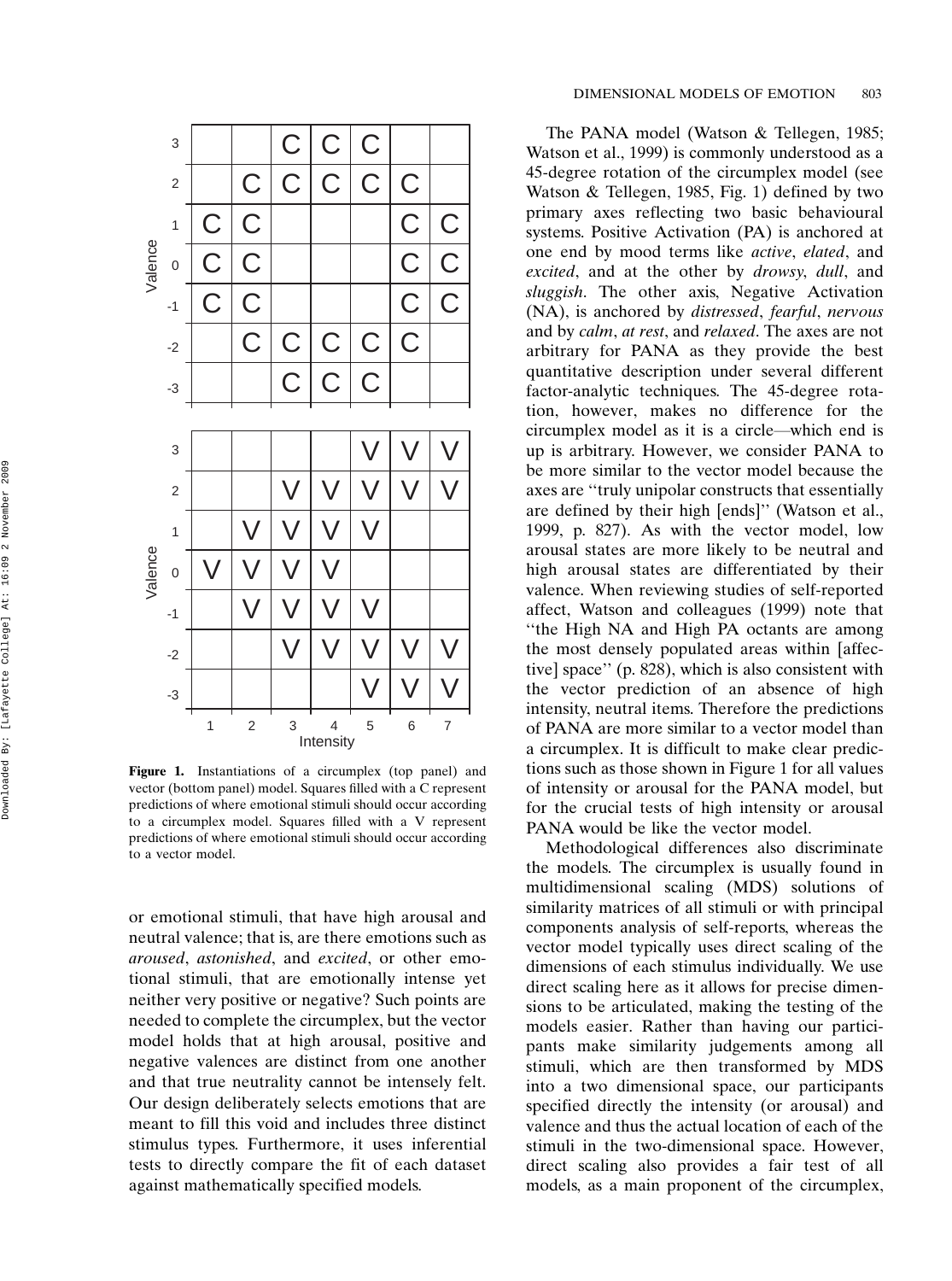Valence

3
2
1
0
-1
-2
-3

Valence

3
2
1
0
-1
-2
-3

1 2 3 4 5 6 7

Intensity

**Figure 1.** Instantiations of a circumplex (top panel) and vector (bottom panel) model. Squares filled with a C represent predictions of where emotional stimuli should occur according to a circumplex model. Squares filled with a V represent predictions of where emotional stimuli should occur according to a vector model.

or emotional stimuli, that have high arousal and neutral valence; that is, are there emotions such as *aroused*, *astonished*, and *excited*, or other emotional stimuli, that are emotionally intense yet neither very positive or negative? Such points are needed to complete the circumplex, but the vector model holds that at high arousal, positive and negative valences are distinct from one another and that true neutrality cannot be intensely felt. Our design deliberately selects emotions that are meant to fill this void and includes three distinct stimulus types. Furthermore, it uses inferential tests to directly compare the fit of each dataset against mathematically specified models.

The PANA model (Watson & Tellegen, 1985; Watson et al., 1999) is commonly understood as a 45-degree rotation of the circumplex model (see Watson & Tellegen, 1985, Fig. 1) defined by two primary axes reflecting two basic behavioural systems. Positive Activation (PA) is anchored at one end by mood terms like *active*, *elated*, and *excited*, and at the other by *drowsy*, *dull*, and *sluggish*. The other axis, Negative Activation (NA), is anchored by *distressed*, *fearful*, *nervous* and by *calm*, *at rest*, and *relaxed*. The axes are not arbitrary for PANA as they provide the best quantitative description under several different factor-analytic techniques. The 45-degree rotation, however, makes no difference for the circumplex model as it is a circle—which end is up is arbitrary. However, we consider PANA to be more similar to the vector model because the axes are ''truly unipolar constructs that essentially are defined by their high [ends]'' (Watson et al., 1999, p. 827). As with the vector model, low arousal states are more likely to be neutral and high arousal states are differentiated by their valence. When reviewing studies of self-reported affect, Watson and colleagues (1999) note that ''the High NA and High PA octants are among the most densely populated areas within [affective] space'' (p. 828), which is also consistent with the vector prediction of an absence of high intensity, neutral items. Therefore the predictions of PANA are more similar to a vector model than a circumplex. It is difficult to make clear predictions such as those shown in Figure 1 for all values of intensity or arousal for the PANA model, but for the crucial tests of high intensity or arousal PANA would be like the vector model.

Methodological differences also discriminate the models. The circumplex is usually found in multidimensional scaling (MDS) solutions of similarity matrices of all stimuli or with principal components analysis of self-reports, whereas the vector model typically uses direct scaling of the dimensions of each stimulus individually. We use direct scaling here as it allows for precise dimensions to be articulated, making the testing of the models easier. Rather than having our participants make similarity judgements among all stimuli, which are then transformed by MDS into a two dimensional space, our participants specified directly the intensity (or arousal) and valence and thus the actual location of each of the stimuli in the two-dimensional space. However, direct scaling also provides a fair test of all models, as a main proponent of the circumplex,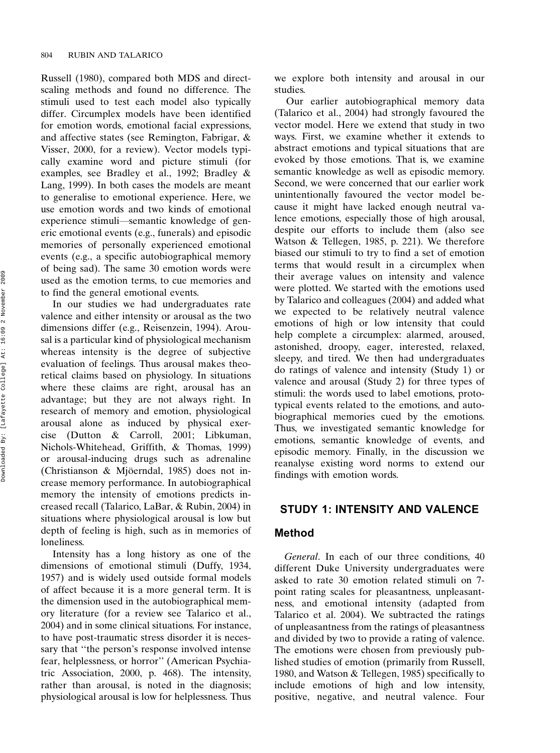Russell (1980), compared both MDS and direct-scaling methods and found no difference. The stimuli used to test each model also typically differ. Circumplex models have been identified for emotion words, emotional facial expressions, and affective states (see Remington, Fabrigar, & Visser, 2000, for a review). Vector models typically examine word and picture stimuli (for examples, see Bradley et al., 1992; Bradley & Lang, 1999). In both cases the models are meant to generalise to emotional experience. Here, we use emotion words and two kinds of emotional experience stimuli—semantic knowledge of generic emotional events (e.g., funerals) and episodic memories of personally experienced emotional events (e.g., a specific autobiographical memory of being sad). The same 30 emotion words were used as the emotion terms, to cue memories and to find the general emotional events.

In our studies we had undergraduates rate valence and either intensity or arousal as the two dimensions differ (e.g., Reisenzein, 1994). Arousal is a particular kind of physiological mechanism whereas intensity is the degree of subjective evaluation of feelings. Thus arousal makes theoretical claims based on physiology. In situations where these claims are right, arousal has an advantage; but they are not always right. In research of memory and emotion, physiological arousal alone as induced by physical exercise (Dutton & Carroll, 2001; Libkuman, Nichols-Whitehead, Griffith, & Thomas, 1999) or arousal-inducing drugs such as adrenaline (Christianson & Mjöerndal, 1985) does not increase memory performance. In autobiographical memory the intensity of emotions predicts increased recall (Talarico, LaBar, & Rubin, 2004) in situations where physiological arousal is low but depth of feeling is high, such as in memories of loneliness.

Intensity has a long history as one of the dimensions of emotional stimuli (Duffy, 1934, 1957) and is widely used outside formal models of affect because it is a more general term. It is the dimension used in the autobiographical memory literature (for a review see Talarico et al., 2004) and in some clinical situations. For instance, to have post-traumatic stress disorder it is necessary that "the person's response involved intense fear, helplessness, or horror" (American Psychiatric Association, 2000, p. 468). The intensity, rather than arousal, is noted in the diagnosis; physiological arousal is low for helplessness. Thus we explore both intensity and arousal in our studies.

Our earlier autobiographical memory data (Talarico et al., 2004) had strongly favoured the vector model. Here we extend that study in two ways. First, we examine whether it extends to abstract emotions and typical situations that are evoked by those emotions. That is, we examine semantic knowledge as well as episodic memory. Second, we were concerned that our earlier work unintentionally favoured the vector model because it might have lacked enough neutral valence emotions, especially those of high arousal, despite our efforts to include them (also see Watson & Tellegen, 1985, p. 221). We therefore biased our stimuli to try to find a set of emotion terms that would result in a circumplex when their average values on intensity and valence were plotted. We started with the emotions used by Talarico and colleagues (2004) and added what we expected to be relatively neutral valence emotions of high or low intensity that could help complete a circumplex: alarmed, aroused, astonished, droopy, eager, interested, relaxed, sleepy, and tired. We then had undergraduates do ratings of valence and intensity (Study 1) or valence and arousal (Study 2) for three types of stimuli: the words used to label emotions, prototypical events related to the emotions, and autobiographical memories cued by the emotions. Thus, we investigated semantic knowledge for emotions, semantic knowledge of events, and episodic memory. Finally, in the discussion we reanalyse existing word norms to extend our findings with emotion words.

## STUDY 1: INTENSITY AND VALENCE

### Method

*General*. In each of our three conditions, 40 different Duke University undergraduates were asked to rate 30 emotion related stimuli on 7-point rating scales for pleasantness, unpleasantness, and emotional intensity (adapted from Talarico et al. 2004). We subtracted the ratings of unpleasantness from the ratings of pleasantness and divided by two to provide a rating of valence. The emotions were chosen from previously published studies of emotion (primarily from Russell, 1980, and Watson & Tellegen, 1985) specifically to include emotions of high and low intensity, positive, negative, and neutral valence. Four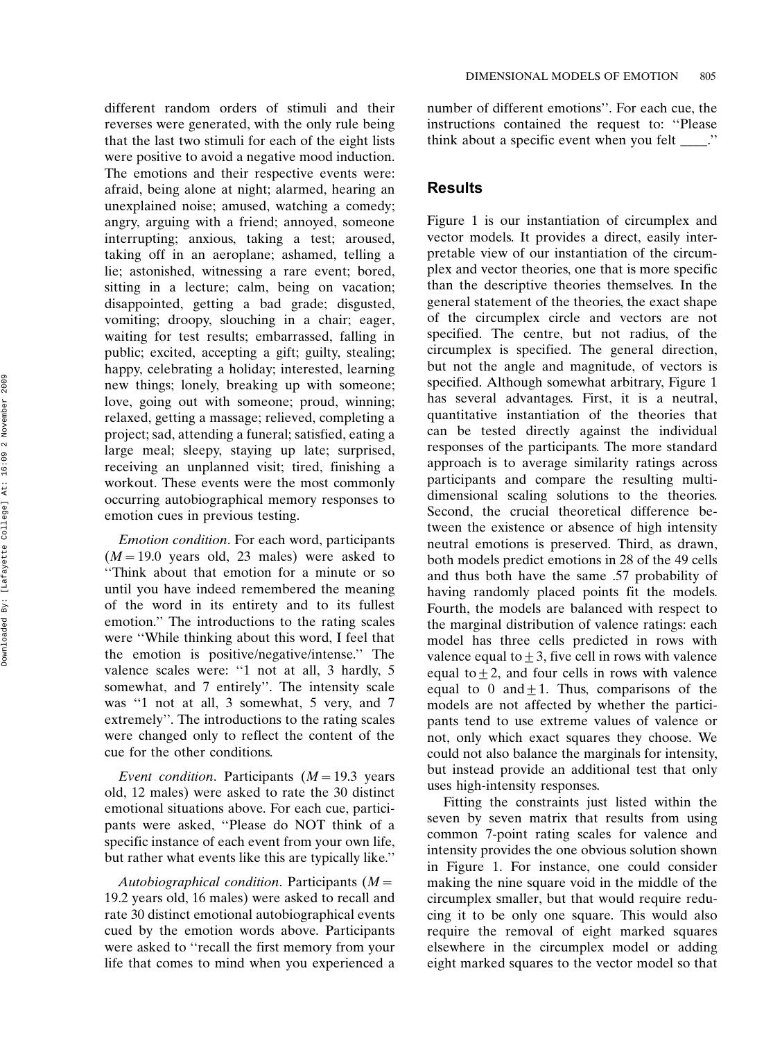different random orders of stimuli and their reverses were generated, with the only rule being that the last two stimuli for each of the eight lists were positive to avoid a negative mood induction. The emotions and their respective events were: afraid, being alone at night; alarmed, hearing an unexplained noise; amused, watching a comedy; angry, arguing with a friend; annoyed, someone interrupting; anxious, taking a test; aroused, taking off in an aeroplane; ashamed, telling a lie; astonished, witnessing a rare event; bored, sitting in a lecture; calm, being on vacation; disappointed, getting a bad grade; disgusted, vomiting; droopy, slouching in a chair; eager, waiting for test results; embarrassed, falling in public; excited, accepting a gift; guilty, stealing; happy, celebrating a holiday; interested, learning new things; lonely, breaking up with someone; love, going out with someone; proud, winning; relaxed, getting a massage; relieved, completing a project; sad, attending a funeral; satisfied, eating a large meal; sleepy, staying up late; surprised, receiving an unplanned visit; tired, finishing a workout. These events were the most commonly occurring autobiographical memory responses to emotion cues in previous testing.

*Emotion condition*. For each word, participants ($M = 19.0$ years old, 23 males) were asked to "Think about that emotion for a minute or so until you have indeed remembered the meaning of the word in its entirety and to its fullest emotion." The introductions to the rating scales were "While thinking about this word, I feel that the emotion is positive/negative/intense." The valence scales were: "1 not at all, 3 hardly, 5 somewhat, and 7 entirely". The intensity scale was "1 not at all, 3 somewhat, 5 very, and 7 extremely". The introductions to the rating scales were changed only to reflect the content of the cue for the other conditions.

*Event condition*. Participants ($M = 19.3$ years old, 12 males) were asked to rate the 30 distinct emotional situations above. For each cue, participants were asked, "Please do NOT think of a specific instance of each event from your own life, but rather what events like this are typically like."

*Autobiographical condition*. Participants ($M = 19.2$ years old, 16 males) were asked to recall and rate 30 distinct emotional autobiographical events cued by the emotion words above. Participants were asked to "recall the first memory from your life that comes to mind when you experienced a number of different emotions". For each cue, the instructions contained the request to: "Please think about a specific event when you felt ____."

## Results

Figure 1 is our instantiation of circumplex and vector models. It provides a direct, easily interpretable view of our instantiation of the circumplex and vector theories, one that is more specific than the descriptive theories themselves. In the general statement of the theories, the exact shape of the circumplex circle and vectors are not specified. The centre, but not radius, of the circumplex is specified. The general direction, but not the angle and magnitude, of vectors is specified. Although somewhat arbitrary, Figure 1 has several advantages. First, it is a neutral, quantitative instantiation of the theories that can be tested directly against the individual responses of the participants. The more standard approach is to average similarity ratings across participants and compare the resulting multidimensional scaling solutions to the theories. Second, the crucial theoretical difference between the existence or absence of high intensity neutral emotions is preserved. Third, as drawn, both models predict emotions in 28 of the 49 cells and thus both have the same .57 probability of having randomly placed points fit the models. Fourth, the models are balanced with respect to the marginal distribution of valence ratings: each model has three cells predicted in rows with valence equal to $\pm 3$, five cell in rows with valence equal to $\pm 2$, and four cells in rows with valence equal to 0 and $\pm 1$. Thus, comparisons of the models are not affected by whether the participants tend to use extreme values of valence or not, only which exact squares they choose. We could not also balance the marginals for intensity, but instead provide an additional test that only uses high-intensity responses.

Fitting the constraints just listed within the seven by seven matrix that results from using common 7-point rating scales for valence and intensity provides the one obvious solution shown in Figure 1. For instance, one could consider making the nine square void in the middle of the circumplex smaller, but that would require reducing it to be only one square. This would also require the removal of eight marked squares elsewhere in the circumplex model or adding eight marked squares to the vector model so that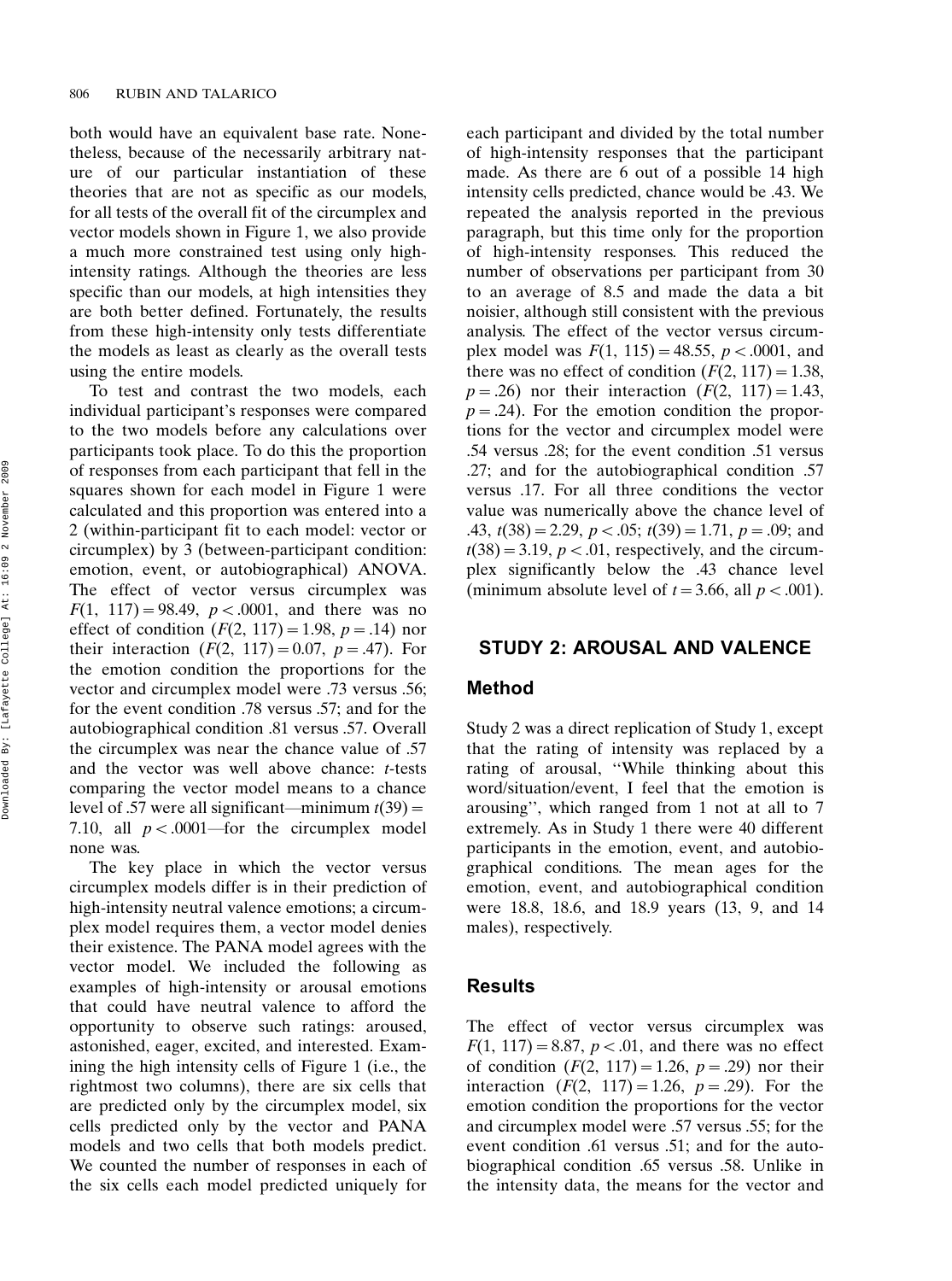both would have an equivalent base rate. Nonetheless, because of the necessarily arbitrary nature of our particular instantiation of these theories that are not as specific as our models, for all tests of the overall fit of the circumplex and vector models shown in Figure 1, we also provide a much more constrained test using only high-intensity ratings. Although the theories are less specific than our models, at high intensities they are both better defined. Fortunately, the results from these high-intensity only tests differentiate the models as least as clearly as the overall tests using the entire models.

To test and contrast the two models, each individual participant's responses were compared to the two models before any calculations over participants took place. To do this the proportion of responses from each participant that fell in the squares shown for each model in Figure 1 were calculated and this proportion was entered into a 2 (within-participant fit to each model: vector or circumplex) by 3 (between-participant condition: emotion, event, or autobiographical) ANOVA. The effect of vector versus circumplex was $F(1, 117) = 98.49$, $p < .0001$, and there was no effect of condition ($F(2, 117) = 1.98$, $p = .14$) nor their interaction ($F(2, 117) = 0.07$, $p = .47$). For the emotion condition the proportions for the vector and circumplex model were .73 versus .56; for the event condition .78 versus .57; and for the autobiographical condition .81 versus .57. Overall the circumplex was near the chance value of .57 and the vector was well above chance: *t*-tests comparing the vector model means to a chance level of .57 were all significant—minimum $t(39) = 7.10$, all $p < .0001$—for the circumplex model none was.

The key place in which the vector versus circumplex models differ is in their prediction of high-intensity neutral valence emotions; a circumplex model requires them, a vector model denies their existence. The PANA model agrees with the vector model. We included the following as examples of high-intensity or arousal emotions that could have neutral valence to afford the opportunity to observe such ratings: aroused, astonished, eager, excited, and interested. Examining the high intensity cells of Figure 1 (i.e., the rightmost two columns), there are six cells that are predicted only by the circumplex model, six cells predicted only by the vector and PANA models and two cells that both models predict. We counted the number of responses in each of the six cells each model predicted uniquely for each participant and divided by the total number of high-intensity responses that the participant made. As there are 6 out of a possible 14 high intensity cells predicted, chance would be .43. We repeated the analysis reported in the previous paragraph, but this time only for the proportion of high-intensity responses. This reduced the number of observations per participant from 30 to an average of 8.5 and made the data a bit noisier, although still consistent with the previous analysis. The effect of the vector versus circumplex model was $F(1, 115) = 48.55$, $p < .0001$, and there was no effect of condition ($F(2, 117) = 1.38$, $p = .26$) nor their interaction ($F(2, 117) = 1.43$, $p = .24$). For the emotion condition the proportions for the vector and circumplex model were .54 versus .28; for the event condition .51 versus .27; and for the autobiographical condition .57 versus .17. For all three conditions the vector value was numerically above the chance level of .43, $t(38) = 2.29$, $p < .05$; $t(39) = 1.71$, $p = .09$; and $t(38) = 3.19$, $p < .01$, respectively, and the circumplex significantly below the .43 chance level (minimum absolute level of $t = 3.66$, all $p < .001$).

## STUDY 2: AROUSAL AND VALENCE

### Method

Study 2 was a direct replication of Study 1, except that the rating of intensity was replaced by a rating of arousal, ''While thinking about this word/situation/event, I feel that the emotion is arousing'', which ranged from 1 not at all to 7 extremely. As in Study 1 there were 40 different participants in the emotion, event, and autobiographical conditions. The mean ages for the emotion, event, and autobiographical condition were 18.8, 18.6, and 18.9 years (13, 9, and 14 males), respectively.

### Results

The effect of vector versus circumplex was $F(1, 117) = 8.87$, $p < .01$, and there was no effect of condition ($F(2, 117) = 1.26$, $p = .29$) nor their interaction ($F(2, 117) = 1.26$, $p = .29$). For the emotion condition the proportions for the vector and circumplex model were .57 versus .55; for the event condition .61 versus .51; and for the autobiographical condition .65 versus .58. Unlike in the intensity data, the means for the vector and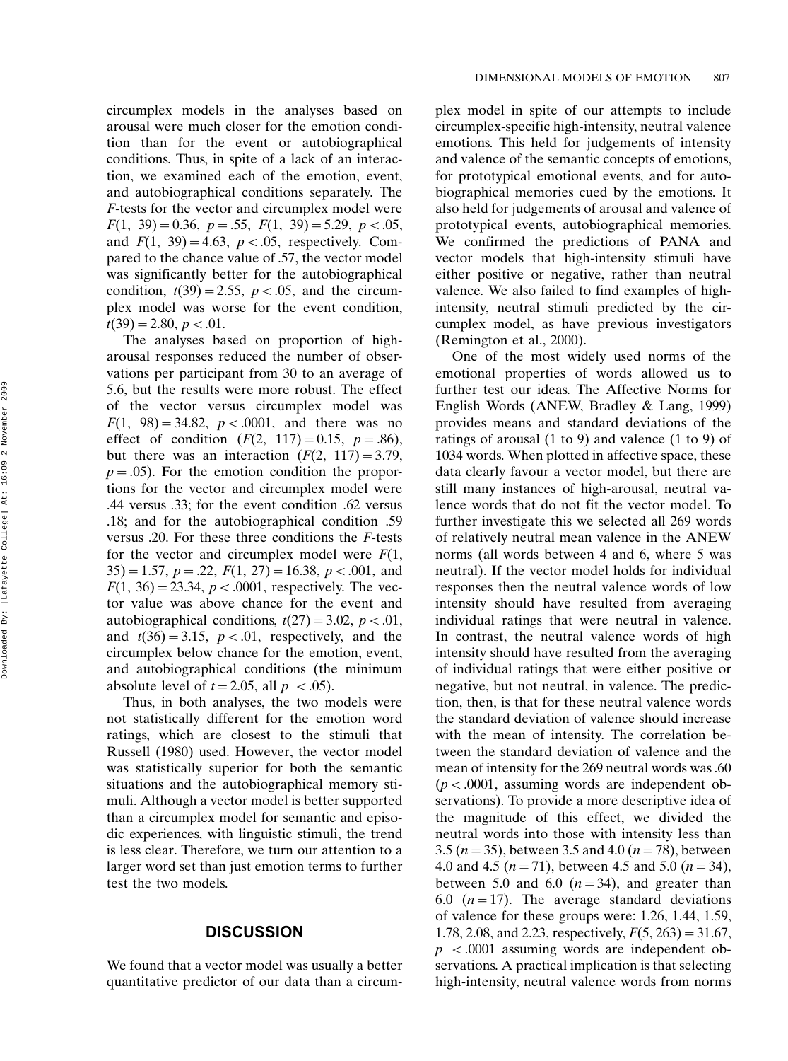circumplex models in the analyses based on arousal were much closer for the emotion condition than for the event or autobiographical conditions. Thus, in spite of a lack of an interaction, we examined each of the emotion, event, and autobiographical conditions separately. The $F$-tests for the vector and circumplex model were $F(1, 39) = 0.36$, $p = .55$, $F(1, 39) = 5.29$, $p < .05$, and $F(1, 39) = 4.63$, $p < .05$, respectively. Compared to the chance value of .57, the vector model was significantly better for the autobiographical condition, $t(39) = 2.55$, $p < .05$, and the circumplex model was worse for the event condition, $t(39) = 2.80$, $p < .01$.

The analyses based on proportion of high-arousal responses reduced the number of observations per participant from 30 to an average of 5.6, but the results were more robust. The effect of the vector versus circumplex model was $F(1, 98) = 34.82$, $p < .0001$, and there was no effect of condition ($F(2, 117) = 0.15$, $p = .86$), but there was an interaction ($F(2, 117) = 3.79$, $p = .05$). For the emotion condition the proportions for the vector and circumplex model were .44 versus .33; for the event condition .62 versus .18; and for the autobiographical condition .59 versus .20. For these three conditions the $F$-tests for the vector and circumplex model were $F(1, 35) = 1.57$, $p = .22$, $F(1, 27) = 16.38$, $p < .001$, and $F(1, 36) = 23.34$, $p < .0001$, respectively. The vector value was above chance for the event and autobiographical conditions, $t(27) = 3.02$, $p < .01$, and $t(36) = 3.15$, $p < .01$, respectively, and the circumplex below chance for the emotion, event, and autobiographical conditions (the minimum absolute level of $t = 2.05$, all $p < .05$).

Thus, in both analyses, the two models were not statistically different for the emotion word ratings, which are closest to the stimuli that Russell (1980) used. However, the vector model was statistically superior for both the semantic situations and the autobiographical memory stimuli. Although a vector model is better supported than a circumplex model for semantic and episodic experiences, with linguistic stimuli, the trend is less clear. Therefore, we turn our attention to a larger word set than just emotion terms to further test the two models.

## DISCUSSION

We found that a vector model was usually a better quantitative predictor of our data than a circumplex model in spite of our attempts to include circumplex-specific high-intensity, neutral valence emotions. This held for judgements of intensity and valence of the semantic concepts of emotions, for prototypical emotional events, and for autobiographical memories cued by the emotions. It also held for judgements of arousal and valence of prototypical events, autobiographical memories. We confirmed the predictions of PANA and vector models that high-intensity stimuli have either positive or negative, rather than neutral valence. We also failed to find examples of high-intensity, neutral stimuli predicted by the circumplex model, as have previous investigators (Remington et al., 2000).

One of the most widely used norms of the emotional properties of words allowed us to further test our ideas. The Affective Norms for English Words (ANEW, Bradley & Lang, 1999) provides means and standard deviations of the ratings of arousal (1 to 9) and valence (1 to 9) of 1034 words. When plotted in affective space, these data clearly favour a vector model, but there are still many instances of high-arousal, neutral valence words that do not fit the vector model. To further investigate this we selected all 269 words of relatively neutral mean valence in the ANEW norms (all words between 4 and 6, where 5 was neutral). If the vector model holds for individual responses then the neutral valence words of low intensity should have resulted from averaging individual ratings that were neutral in valence. In contrast, the neutral valence words of high intensity should have resulted from the averaging of individual ratings that were either positive or negative, but not neutral, in valence. The prediction, then, is that for these neutral valence words the standard deviation of valence should increase with the mean of intensity. The correlation between the standard deviation of valence and the mean of intensity for the 269 neutral words was .60 ($p < .0001$, assuming words are independent observations). To provide a more descriptive idea of the magnitude of this effect, we divided the neutral words into those with intensity less than 3.5 ($n = 35$), between 3.5 and 4.0 ($n = 78$), between 4.0 and 4.5 ($n = 71$), between 4.5 and 5.0 ($n = 34$), between 5.0 and 6.0 ($n = 34$), and greater than 6.0 ($n = 17$). The average standard deviations of valence for these groups were: 1.26, 1.44, 1.59, 1.78, 2.08, and 2.23, respectively, $F(5, 263) = 31.67$, $p < .0001$ assuming words are independent observations. A practical implication is that selecting high-intensity, neutral valence words from norms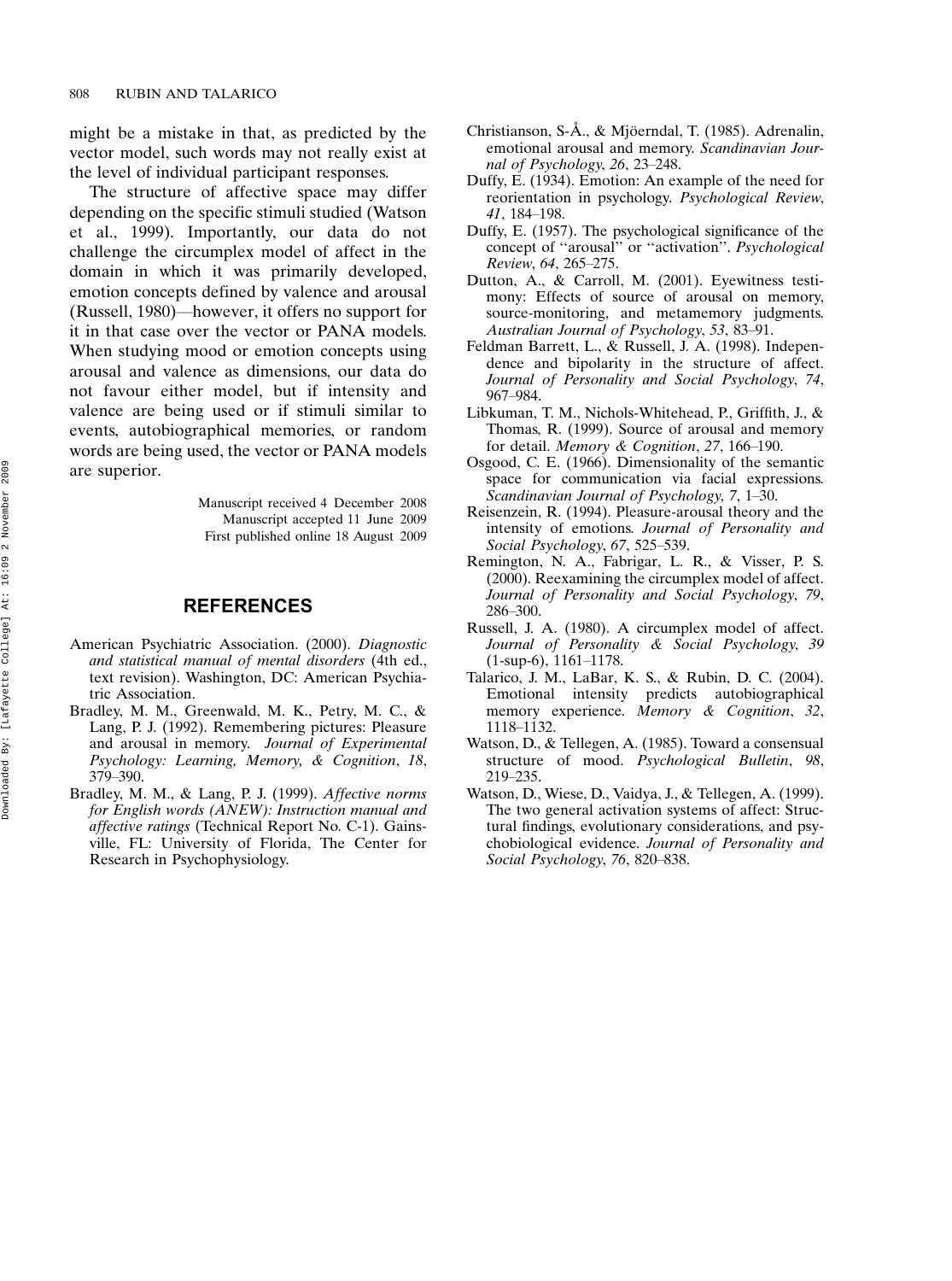might be a mistake in that, as predicted by the vector model, such words may not really exist at the level of individual participant responses.

The structure of affective space may differ depending on the specific stimuli studied (Watson et al., 1999). Importantly, our data do not challenge the circumplex model of affect in the domain in which it was primarily developed, emotion concepts defined by valence and arousal (Russell, 1980)—however, it offers no support for it in that case over the vector or PANA models. When studying mood or emotion concepts using arousal and valence as dimensions, our data do not favour either model, but if intensity and valence are being used or if stimuli similar to events, autobiographical memories, or random words are being used, the vector or PANA models are superior.

Manuscript received 4 December 2008
Manuscript accepted 11 June 2009
First published online 18 August 2009

## REFERENCES

American Psychiatric Association. (2000). *Diagnostic and statistical manual of mental disorders* (4th ed., text revision). Washington, DC: American Psychiatric Association.

Bradley, M. M., Greenwald, M. K., Petry, M. C., & Lang, P. J. (1992). Remembering pictures: Pleasure and arousal in memory. *Journal of Experimental Psychology: Learning, Memory, & Cognition*, *18*, 379–390.

Bradley, M. M., & Lang, P. J. (1999). *Affective norms for English words (ANEW): Instruction manual and affective ratings* (Technical Report No. C-1). Gainsville, FL: University of Florida, The Center for Research in Psychophysiology.

Christianson, S-Å., & Mjöerndal, T. (1985). Adrenalin, emotional arousal and memory. *Scandinavian Journal of Psychology*, *26*, 23–248.

Duffy, E. (1934). Emotion: An example of the need for reorientation in psychology. *Psychological Review*, *41*, 184–198.

Duffy, E. (1957). The psychological significance of the concept of "arousal" or "activation". *Psychological Review*, *64*, 265–275.

Dutton, A., & Carroll, M. (2001). Eyewitness testimony: Effects of source of arousal on memory, source-monitoring, and metamemory judgments. *Australian Journal of Psychology*, *53*, 83–91.

Feldman Barrett, L., & Russell, J. A. (1998). Independence and bipolarity in the structure of affect. *Journal of Personality and Social Psychology*, *74*, 967–984.

Libkuman, T. M., Nichols-Whitehead, P., Griffith, J., & Thomas, R. (1999). Source of arousal and memory for detail. *Memory & Cognition*, *27*, 166–190.

Osgood, C. E. (1966). Dimensionality of the semantic space for communication via facial expressions. *Scandinavian Journal of Psychology*, *7*, 1–30.

Reisenzein, R. (1994). Pleasure-arousal theory and the intensity of emotions. *Journal of Personality and Social Psychology*, *67*, 525–539.

Remington, N. A., Fabrigar, L. R., & Visser, P. S. (2000). Reexamining the circumplex model of affect. *Journal of Personality and Social Psychology*, *79*, 286–300.

Russell, J. A. (1980). A circumplex model of affect. *Journal of Personality & Social Psychology*, *39* (1-sup-6), 1161–1178.

Talarico, J. M., LaBar, K. S., & Rubin, D. C. (2004). Emotional intensity predicts autobiographical memory experience. *Memory & Cognition*, *32*, 1118–1132.

Watson, D., & Tellegen, A. (1985). Toward a consensual structure of mood. *Psychological Bulletin*, *98*, 219–235.

Watson, D., Wiese, D., Vaidya, J., & Tellegen, A. (1999). The two general activation systems of affect: Structural findings, evolutionary considerations, and psychobiological evidence. *Journal of Personality and Social Psychology*, *76*, 820–838.